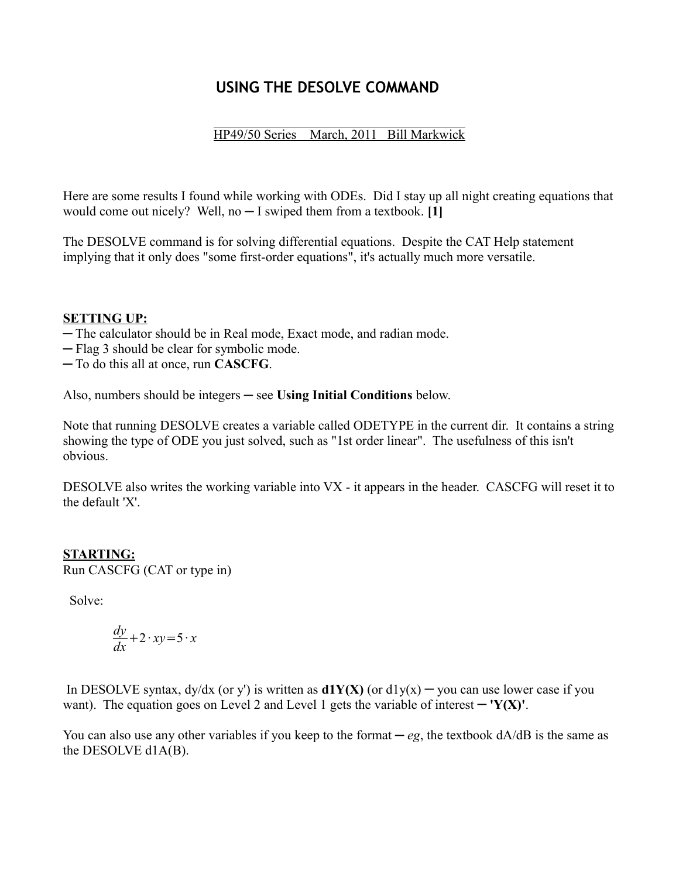# USING THE DESOLVE COMMAND

HP49/50 Series March, 2011 Bill Markwick

Here are some results I found while working with ODEs. Did I stay up all night creating equations that would come out nicely? Well, no ─ I swiped them from a textbook. **[1]**

The DESOLVE command is for solving differential equations. Despite the CAT Help statement implying that it only does "some first-order equations", it's actually much more versatile.

**SETTING UP:**

─ The calculator should be in Real mode, Exact mode, and radian mode.
─ Flag 3 should be clear for symbolic mode.
─ To do this all at once, run **CASCFG**.

Also, numbers should be integers ─ see **Using Initial Conditions** below.

Note that running DESOLVE creates a variable called ODETYPE in the current dir. It contains a string showing the type of ODE you just solved, such as "1st order linear". The usefulness of this isn't obvious.

DESOLVE also writes the working variable into VX - it appears in the header. CASCFG will reset it to the default 'X'.

**STARTING:**

Run CASCFG (CAT or type in)

Solve:

$$\frac{dy}{dx}+2\cdot xy=5\cdot x$$

In DESOLVE syntax, dy/dx (or y') is written as **d1Y(X)** (or d1y(x) ─ you can use lower case if you want). The equation goes on Level 2 and Level 1 gets the variable of interest ─ **'Y(X)'**.

You can also use any other variables if you keep to the format ─ *eg*, the textbook dA/dB is the same as the DESOLVE d1A(B).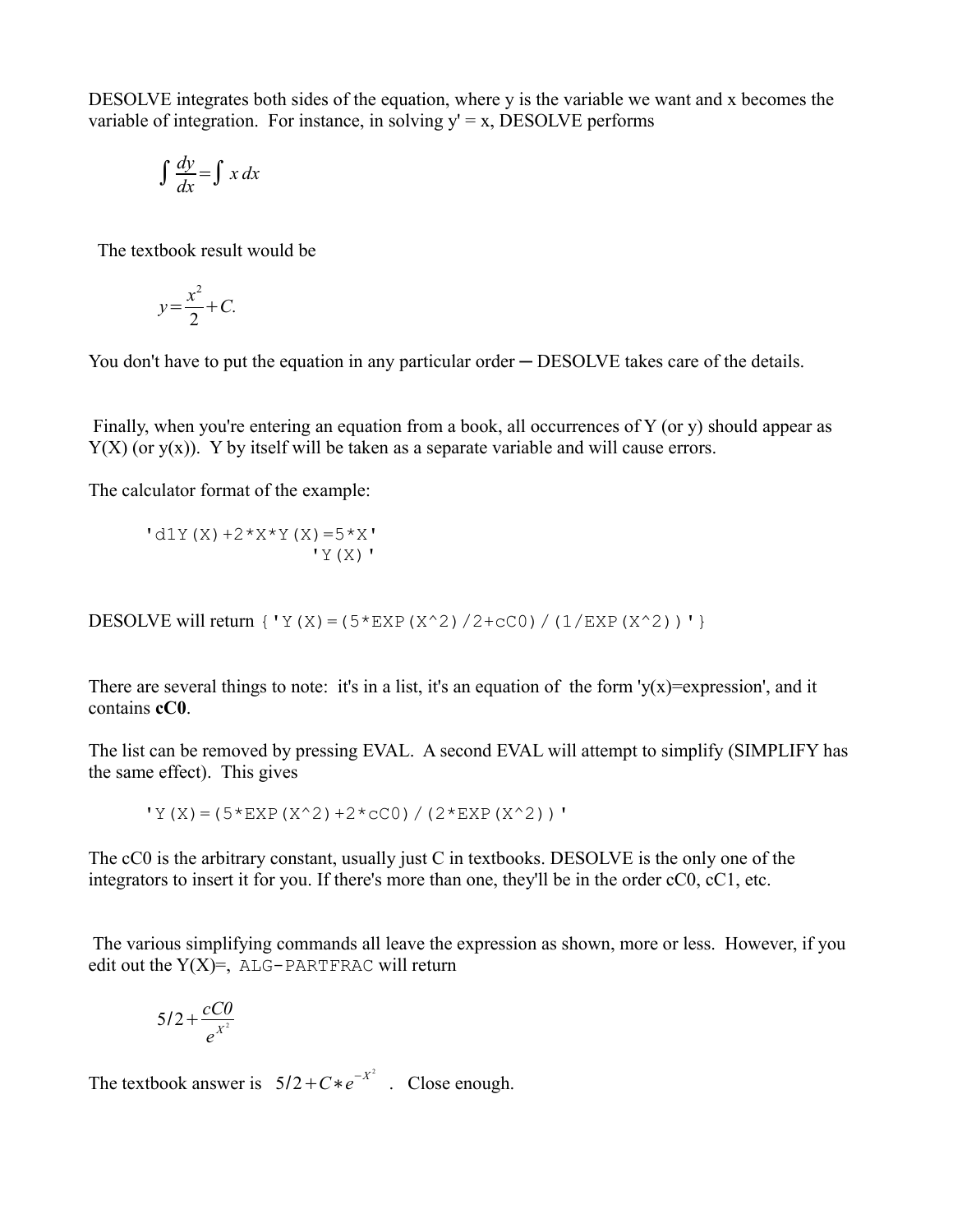DESOLVE integrates both sides of the equation, where y is the variable we want and x becomes the variable of integration. For instance, in solving y' = x, DESOLVE performs

$$\int \frac{dy}{dx} = \int x \, dx$$

The textbook result would be

$$y = \frac{x^2}{2} + C.$$

You don't have to put the equation in any particular order ─ DESOLVE takes care of the details.

Finally, when you're entering an equation from a book, all occurrences of Y (or y) should appear as Y(X) (or y(x)). Y by itself will be taken as a separate variable and will cause errors.

The calculator format of the example:

```
'd1Y(X)+2*X*Y(X)=5*X'
                'Y(X)'
```

DESOLVE will return `{'Y(X)=(5*EXP(X^2)/2+cC0)/(1/EXP(X^2))'}`

There are several things to note: it's in a list, it's an equation of the form 'y(x)=expression', and it contains **cC0**.

The list can be removed by pressing EVAL. A second EVAL will attempt to simplify (SIMPLIFY has the same effect). This gives

```
'Y(X)=(5*EXP(X^2)+2*cC0)/(2*EXP(X^2))'
```

The cC0 is the arbitrary constant, usually just C in textbooks. DESOLVE is the only one of the integrators to insert it for you. If there's more than one, they'll be in the order cC0, cC1, etc.

The various simplifying commands all leave the expression as shown, more or less. However, if you edit out the Y(X)=, `ALG-PARTFRAC` will return

$$5/2 + \frac{cC0}{e^{X^2}}$$

The textbook answer is $5/2 + C * e^{-X^2}$ . Close enough.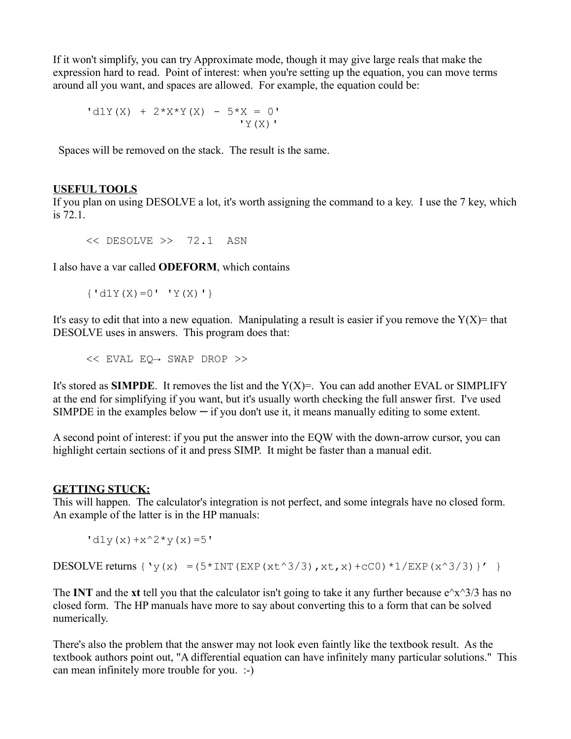If it won't simplify, you can try Approximate mode, though it may give large reals that make the expression hard to read. Point of interest: when you're setting up the equation, you can move terms around all you want, and spaces are allowed. For example, the equation could be:

```
'd1Y(X) + 2*X*Y(X) - 5*X = 0'
                      'Y(X)'
```

Spaces will be removed on the stack. The result is the same.

**USEFUL TOOLS**

If you plan on using DESOLVE a lot, it's worth assigning the command to a key. I use the 7 key, which is 72.1.

```
<< DESOLVE >>  72.1  ASN
```

I also have a var called **ODEFORM**, which contains

```
{'d1Y(X)=0' 'Y(X)'}
```

It's easy to edit that into a new equation. Manipulating a result is easier if you remove the Y(X)= that DESOLVE uses in answers. This program does that:

```
<< EVAL EQ→ SWAP DROP >>
```

It's stored as **SIMPDE**. It removes the list and the Y(X)=. You can add another EVAL or SIMPLIFY at the end for simplifying if you want, but it's usually worth checking the full answer first. I've used SIMPDE in the examples below ─ if you don't use it, it means manually editing to some extent.

A second point of interest: if you put the answer into the EQW with the down-arrow cursor, you can highlight certain sections of it and press SIMP. It might be faster than a manual edit.

**GETTING STUCK:**

This will happen. The calculator's integration is not perfect, and some integrals have no closed form. An example of the latter is in the HP manuals:

```
'd1y(x)+x^2*y(x)=5'
```

DESOLVE returns `{ 'y(x) =(5*INT(EXP(xt^3/3),xt,x)+cC0)*1/EXP(x^3/3)}' }`

The **INT** and the **xt** tell you that the calculator isn't going to take it any further because e^x^3/3 has no closed form. The HP manuals have more to say about converting this to a form that can be solved numerically.

There's also the problem that the answer may not look even faintly like the textbook result. As the textbook authors point out, "A differential equation can have infinitely many particular solutions." This can mean infinitely more trouble for you. :-)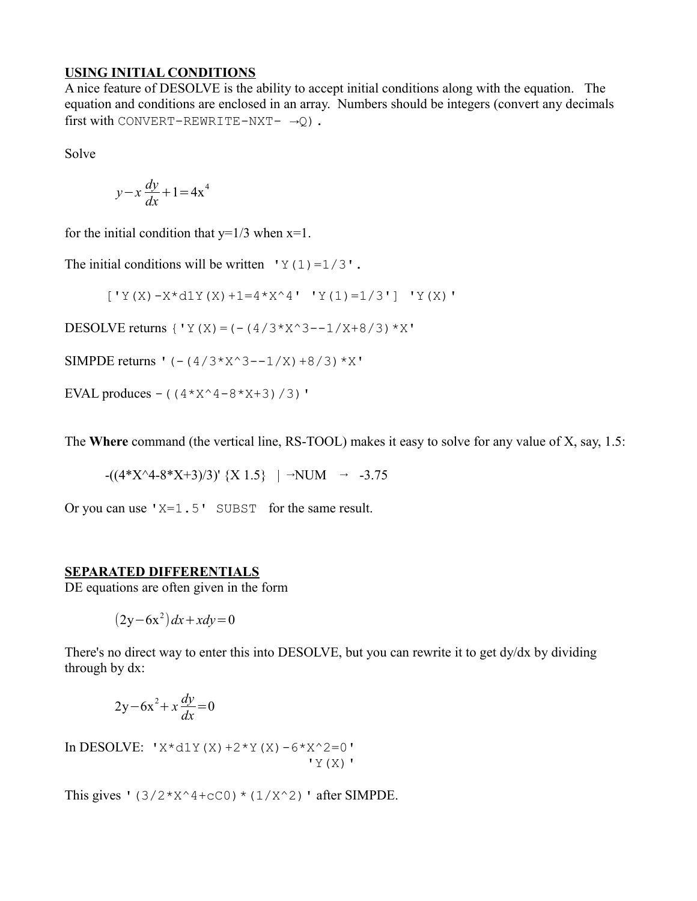## USING INITIAL CONDITIONS

A nice feature of DESOLVE is the ability to accept initial conditions along with the equation. The equation and conditions are enclosed in an array. Numbers should be integers (convert any decimals first with `CONVERT-REWRITE-NXT- →Q)`.

Solve

$$y - x\frac{dy}{dx} + 1 = 4x^4$$

for the initial condition that y=1/3 when x=1.

The initial conditions will be written `'Y(1)=1/3'`.

```
['Y(X)-X*d1Y(X)+1=4*X^4' 'Y(1)=1/3'] 'Y(X)'
```

DESOLVE returns `{'Y(X)=(-(4/3*X^3--1/X+8/3)*X'`

SIMPDE returns `'(-(4/3*X^3--1/X)+8/3)*X'`

EVAL produces `-((4*X^4-8*X+3)/3)'`

The **Where** command (the vertical line, RS-TOOL) makes it easy to solve for any value of X, say, 1.5:

```
-((4*X^4-8*X+3)/3)' {X 1.5}  | →NUM  →  -3.75
```

Or you can use `'X=1.5' SUBST` for the same result.

## SEPARATED DIFFERENTIALS

DE equations are often given in the form

$$(2y - 6x^2)dx + xdy = 0$$

There's no direct way to enter this into DESOLVE, but you can rewrite it to get dy/dx by dividing through by dx:

$$2y - 6x^2 + x\frac{dy}{dx} = 0$$

In DESOLVE:
```
'X*d1Y(X)+2*Y(X)-6*X^2=0'
'Y(X)'
```

This gives `'(3/2*X^4+cC0)*(1/X^2)'` after SIMPDE.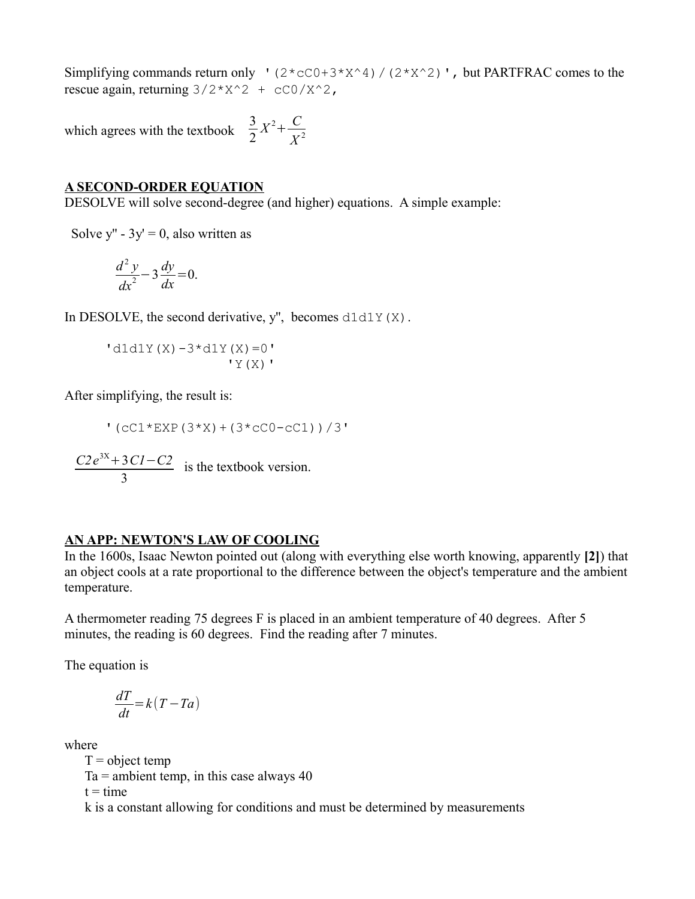Simplifying commands return only `'(2*cC0+3*X^4)/(2*X^2)'`, but PARTFRAC comes to the rescue again, returning `3/2*X^2 + cC0/X^2`,

which agrees with the textbook $\frac{3}{2}X^2+\frac{C}{X^2}$

## A SECOND-ORDER EQUATION

DESOLVE will solve second-degree (and higher) equations. A simple example:

Solve y'' - 3y' = 0, also written as

$$\frac{d^2y}{dx^2}-3\frac{dy}{dx}=0.$$

In DESOLVE, the second derivative, y'', becomes `d1d1Y(X)`.

```
'd1d1Y(X)-3*d1Y(X)=0'
               'Y(X)'
```

After simplifying, the result is:

```
'(cC1*EXP(3*X)+(3*cC0-cC1))/3'
```

$\frac{C2e^{3X}+3C1-C2}{3}$ is the textbook version.

## AN APP: NEWTON'S LAW OF COOLING

In the 1600s, Isaac Newton pointed out (along with everything else worth knowing, apparently **[2]**) that an object cools at a rate proportional to the difference between the object's temperature and the ambient temperature.

A thermometer reading 75 degrees F is placed in an ambient temperature of 40 degrees. After 5 minutes, the reading is 60 degrees. Find the reading after 7 minutes.

The equation is

$$\frac{dT}{dt}=k(T-Ta)$$

where

T = object temp
Ta = ambient temp, in this case always 40
t = time
k is a constant allowing for conditions and must be determined by measurements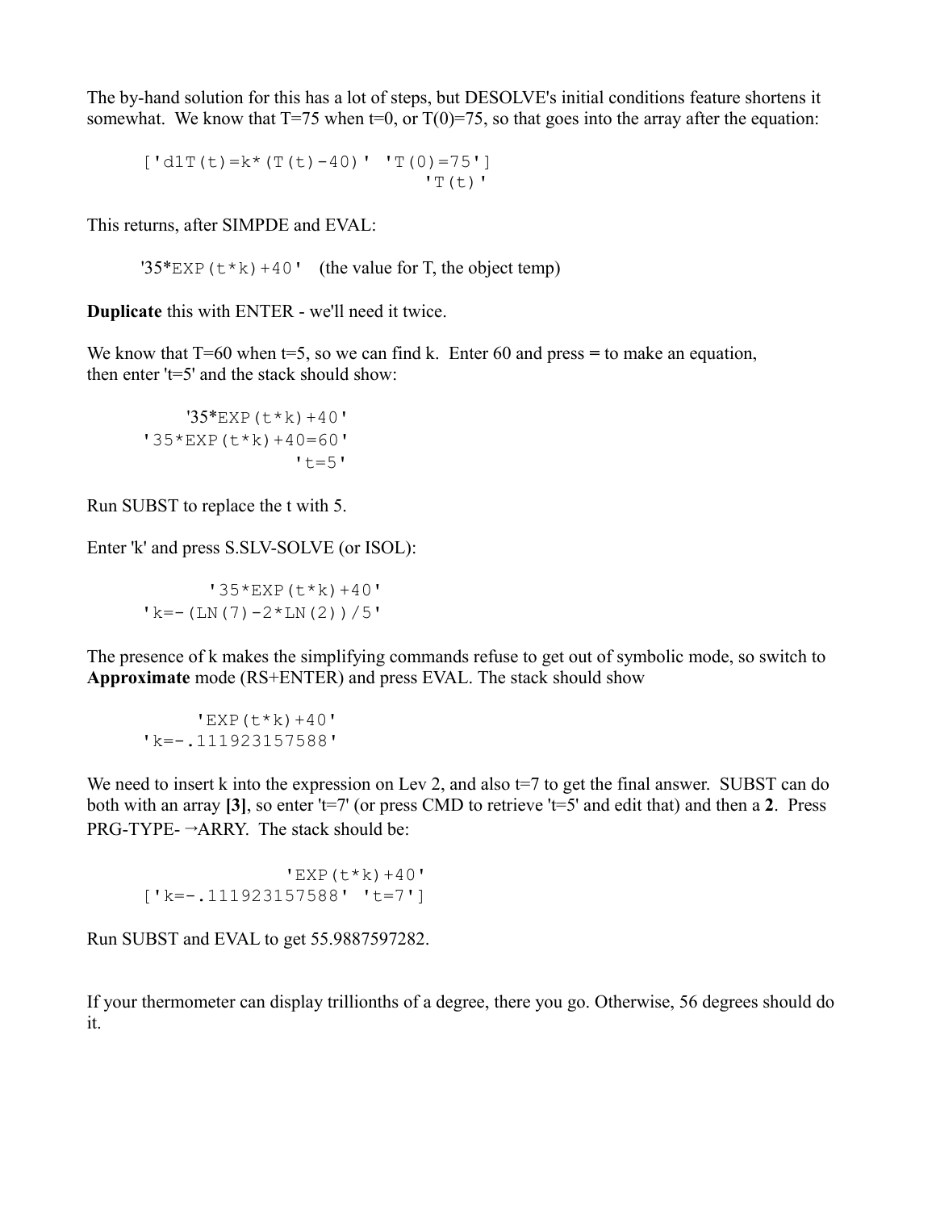The by-hand solution for this has a lot of steps, but DESOLVE's initial conditions feature shortens it somewhat. We know that T=75 when t=0, or T(0)=75, so that goes into the array after the equation:

```
['d1T(t)=k*(T(t)-40)' 'T(0)=75']
                         'T(t)'
```

This returns, after SIMPDE and EVAL:

`'35*EXP(t*k)+40'` (the value for T, the object temp)

**Duplicate** this with ENTER - we'll need it twice.

We know that T=60 when t=5, so we can find k. Enter 60 and press **=** to make an equation, then enter 't=5' and the stack should show:

```
    '35*EXP(t*k)+40'
 '35*EXP(t*k)+40=60'
               't=5'
```

Run SUBST to replace the t with 5.

Enter 'k' and press S.SLV-SOLVE (or ISOL):

```
       '35*EXP(t*k)+40'
'k=-(LN(7)-2*LN(2))/5'
```

The presence of k makes the simplifying commands refuse to get out of symbolic mode, so switch to **Approximate** mode (RS+ENTER) and press EVAL. The stack should show

```
     'EXP(t*k)+40'
'k=-.111923157588'
```

We need to insert k into the expression on Lev 2, and also t=7 to get the final answer. SUBST can do both with an array **[3]**, so enter 't=7' (or press CMD to retrieve 't=5' and edit that) and then a **2**. Press PRG-TYPE- →ARRY. The stack should be:

```
                 'EXP(t*k)+40'
['k=-.111923157588' 't=7']
```

Run SUBST and EVAL to get 55.9887597282.

If your thermometer can display trillionths of a degree, there you go. Otherwise, 56 degrees should do it.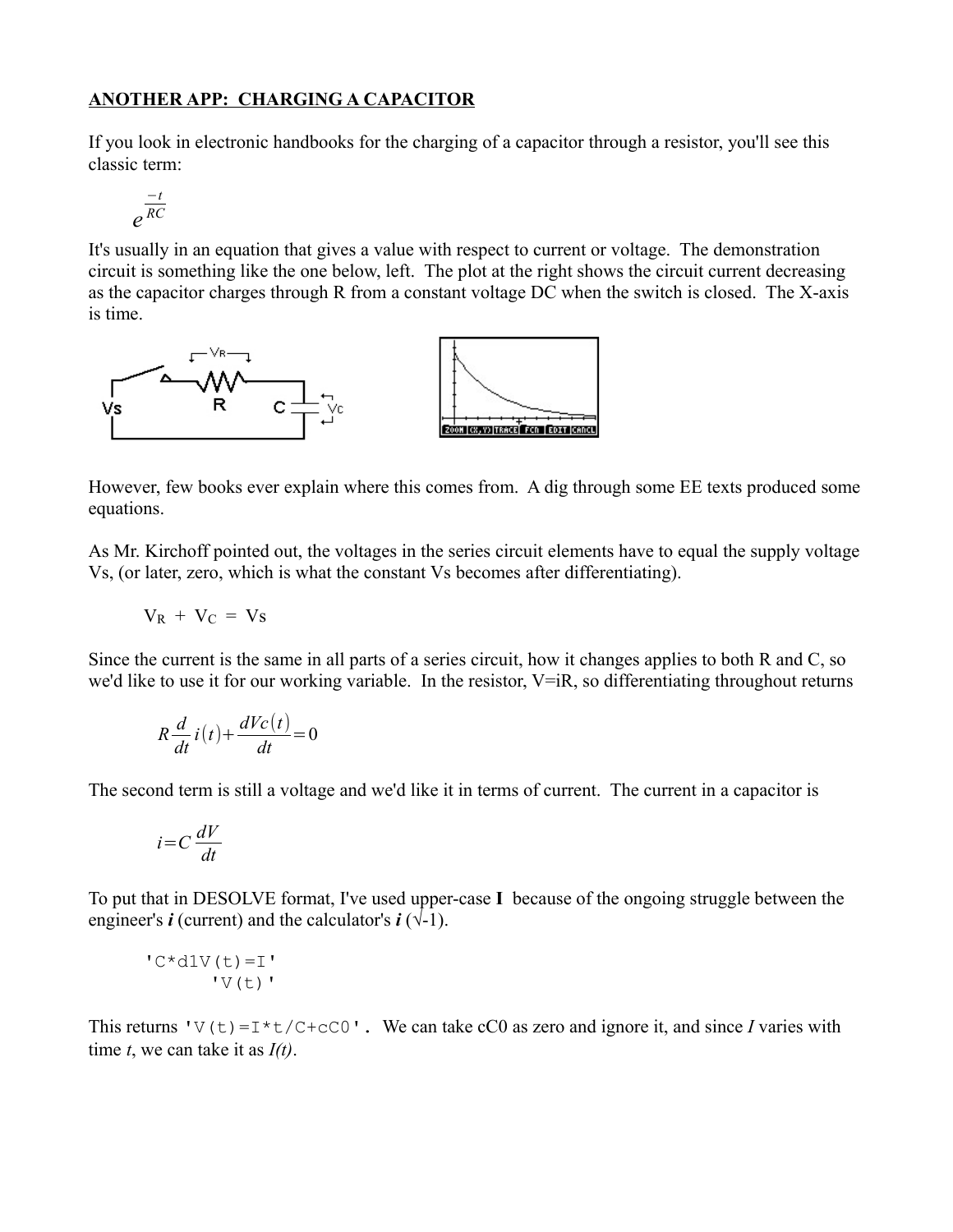## ANOTHER APP: CHARGING A CAPACITOR

If you look in electronic handbooks for the charging of a capacitor through a resistor, you'll see this classic term:

$$e^{\frac{-t}{RC}}$$

It's usually in an equation that gives a value with respect to current or voltage. The demonstration circuit is something like the one below, left. The plot at the right shows the circuit current decreasing as the capacitor charges through R from a constant voltage DC when the switch is closed. The X-axis is time.

However, few books ever explain where this comes from. A dig through some EE texts produced some equations.

As Mr. Kirchoff pointed out, the voltages in the series circuit elements have to equal the supply voltage Vs, (or later, zero, which is what the constant Vs becomes after differentiating).

$$V_R + V_C = Vs$$

Since the current is the same in all parts of a series circuit, how it changes applies to both R and C, so we'd like to use it for our working variable. In the resistor, V=iR, so differentiating throughout returns

$$R\frac{d}{dt}i(t)+\frac{dVc(t)}{dt}=0$$

The second term is still a voltage and we'd like it in terms of current. The current in a capacitor is

$$i=C\frac{dV}{dt}$$

To put that in DESOLVE format, I've used upper-case **I** because of the ongoing struggle between the engineer's ***i*** (current) and the calculator's ***i*** (√-1).

```
'C*d1V(t)=I'
      'V(t)'
```

This returns `'V(t)=I*t/C+cC0'`. We can take cC0 as zero and ignore it, and since *I* varies with time *t*, we can take it as *I(t)*.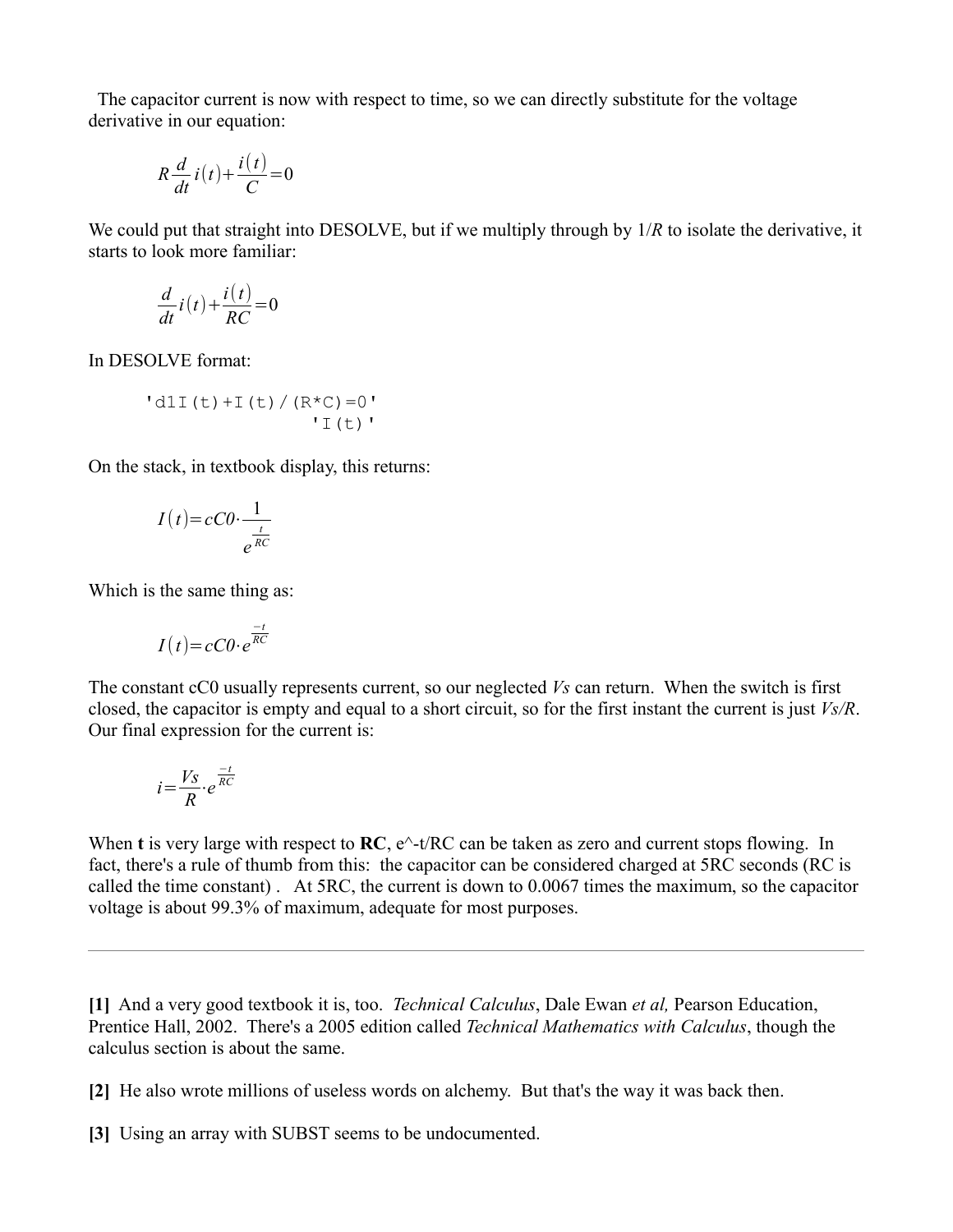The capacitor current is now with respect to time, so we can directly substitute for the voltage derivative in our equation:

$$R\frac{d}{dt}i(t)+\frac{i(t)}{C}=0$$

We could put that straight into DESOLVE, but if we multiply through by 1/*R* to isolate the derivative, it starts to look more familiar:

$$\frac{d}{dt}i(t)+\frac{i(t)}{RC}=0$$

In DESOLVE format:

```
'd1I(t)+I(t)/(R*C)=0'
                'I(t)'
```

On the stack, in textbook display, this returns:

$$I(t)=cC0\cdot\frac{1}{e^{\frac{t}{RC}}}$$

Which is the same thing as:

$$I(t)=cC0\cdot e^{\frac{-t}{RC}}$$

The constant cC0 usually represents current, so our neglected *Vs* can return. When the switch is first closed, the capacitor is empty and equal to a short circuit, so for the first instant the current is just *Vs/R*. Our final expression for the current is:

$$i=\frac{Vs}{R}\cdot e^{\frac{-t}{RC}}$$

When **t** is very large with respect to **RC**, e^-t/RC can be taken as zero and current stops flowing. In fact, there's a rule of thumb from this: the capacitor can be considered charged at 5RC seconds (RC is called the time constant) . At 5RC, the current is down to 0.0067 times the maximum, so the capacitor voltage is about 99.3% of maximum, adequate for most purposes.

---

**[1]** And a very good textbook it is, too. *Technical Calculus*, Dale Ewan *et al,* Pearson Education, Prentice Hall, 2002. There's a 2005 edition called *Technical Mathematics with Calculus*, though the calculus section is about the same.

**[2]** He also wrote millions of useless words on alchemy. But that's the way it was back then.

**[3]** Using an array with SUBST seems to be undocumented.